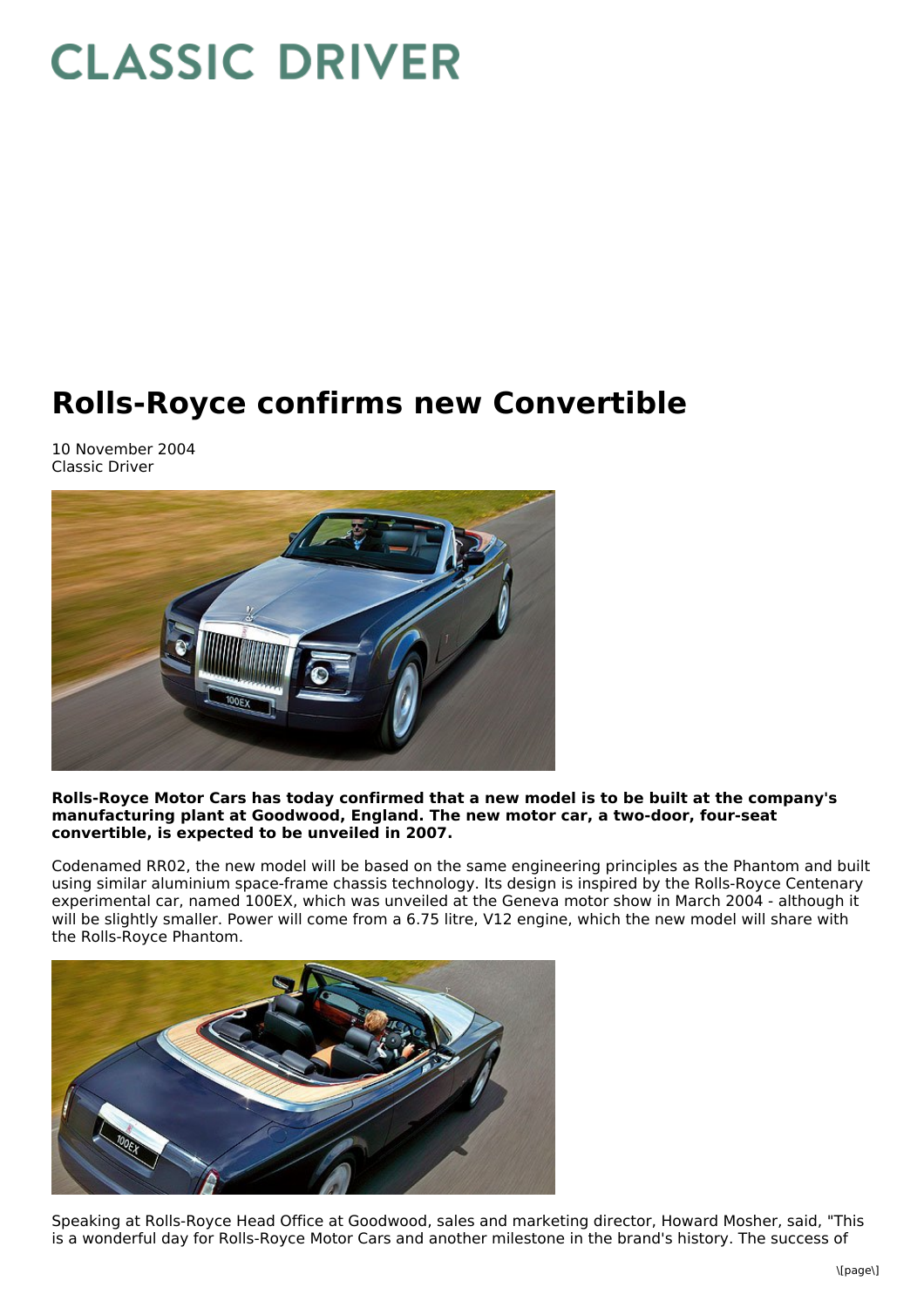# CLASSIC DRIVER

# Rolls-Royce confirms new Convertible

10 November 2004
Classic Driver

**Rolls-Royce Motor Cars has today confirmed that a new model is to be built at the company's manufacturing plant at Goodwood, England. The new motor car, a two-door, four-seat convertible, is expected to be unveiled in 2007.**

Codenamed RR02, the new model will be based on the same engineering principles as the Phantom and built using similar aluminium space-frame chassis technology. Its design is inspired by the Rolls-Royce Centenary experimental car, named 100EX, which was unveiled at the Geneva motor show in March 2004 - although it will be slightly smaller. Power will come from a 6.75 litre, V12 engine, which the new model will share with the Rolls-Royce Phantom.

Speaking at Rolls-Royce Head Office at Goodwood, sales and marketing director, Howard Mosher, said, "This is a wonderful day for Rolls-Royce Motor Cars and another milestone in the brand's history. The success of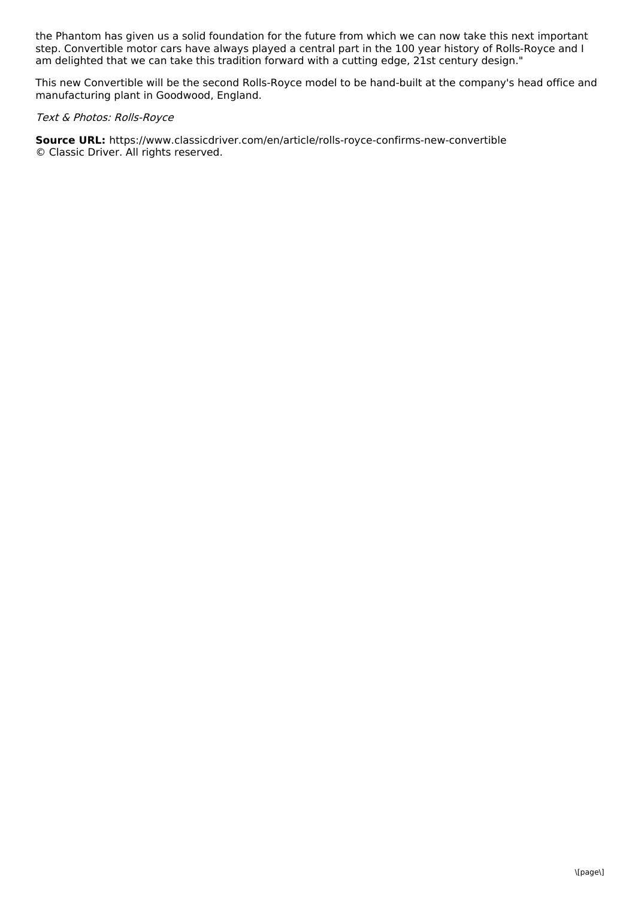the Phantom has given us a solid foundation for the future from which we can now take this next important step. Convertible motor cars have always played a central part in the 100 year history of Rolls-Royce and I am delighted that we can take this tradition forward with a cutting edge, 21st century design."

This new Convertible will be the second Rolls-Royce model to be hand-built at the company's head office and manufacturing plant in Goodwood, England.

*Text & Photos: Rolls-Royce*

**Source URL:** https://www.classicdriver.com/en/article/rolls-royce-confirms-new-convertible
© Classic Driver. All rights reserved.